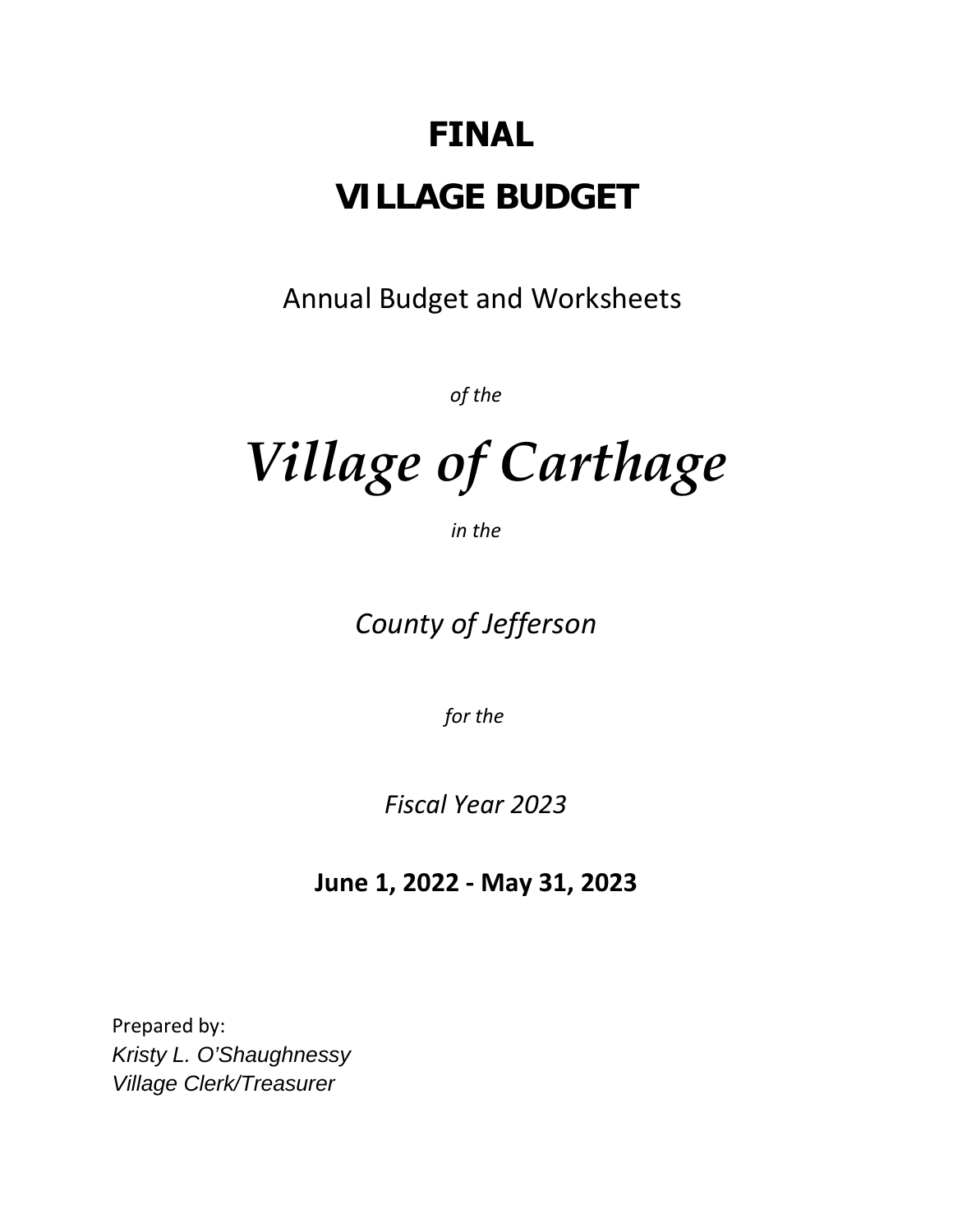# FINAL

# VILLAGE BUDGET

Annual Budget and Worksheets

*of the*

# *Village of Carthage*

*in the*

*County of Jefferson*

*for the*

*Fiscal Year 2023*

**June 1, 2022 - May 31, 2023**

Prepared by:
*Kristy L. O'Shaughnessy*
*Village Clerk/Treasurer*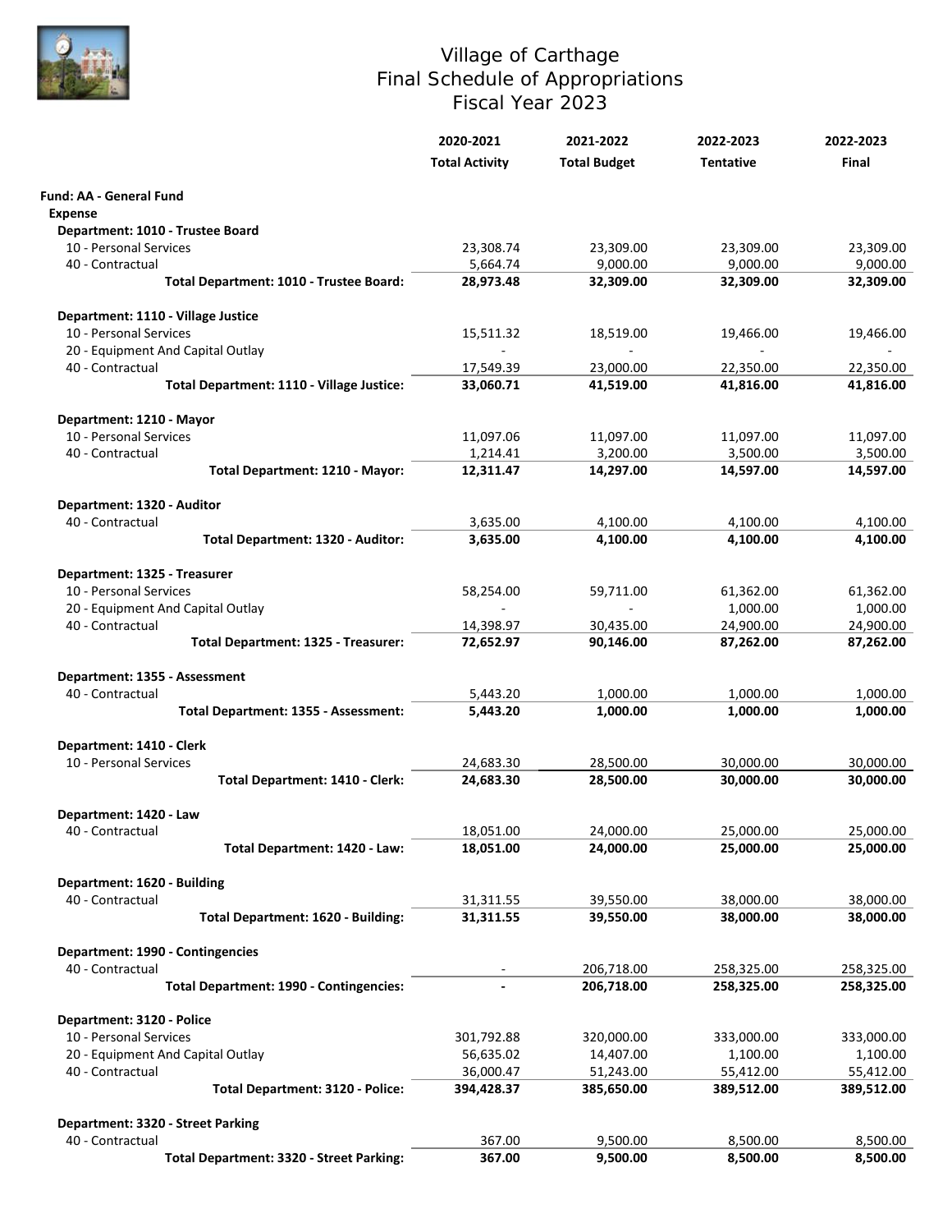# Village of Carthage
## Final Schedule of Appropriations
## Fiscal Year 2023

| | 2020-2021 Total Activity | 2021-2022 Total Budget | 2022-2023 Tentative | 2022-2023 Final |
|---|---|---|---|---|
| **Fund: AA - General Fund** | | | | |
| **Expense** | | | | |
| **Department: 1010 - Trustee Board** | | | | |
| 10 - Personal Services | 23,308.74 | 23,309.00 | 23,309.00 | 23,309.00 |
| 40 - Contractual | 5,664.74 | 9,000.00 | 9,000.00 | 9,000.00 |
| **Total Department: 1010 - Trustee Board:** | **28,973.48** | **32,309.00** | **32,309.00** | **32,309.00** |
| **Department: 1110 - Village Justice** | | | | |
| 10 - Personal Services | 15,511.32 | 18,519.00 | 19,466.00 | 19,466.00 |
| 20 - Equipment And Capital Outlay | - | - | - | - |
| 40 - Contractual | 17,549.39 | 23,000.00 | 22,350.00 | 22,350.00 |
| **Total Department: 1110 - Village Justice:** | **33,060.71** | **41,519.00** | **41,816.00** | **41,816.00** |
| **Department: 1210 - Mayor** | | | | |
| 10 - Personal Services | 11,097.06 | 11,097.00 | 11,097.00 | 11,097.00 |
| 40 - Contractual | 1,214.41 | 3,200.00 | 3,500.00 | 3,500.00 |
| **Total Department: 1210 - Mayor:** | **12,311.47** | **14,297.00** | **14,597.00** | **14,597.00** |
| **Department: 1320 - Auditor** | | | | |
| 40 - Contractual | 3,635.00 | 4,100.00 | 4,100.00 | 4,100.00 |
| **Total Department: 1320 - Auditor:** | **3,635.00** | **4,100.00** | **4,100.00** | **4,100.00** |
| **Department: 1325 - Treasurer** | | | | |
| 10 - Personal Services | 58,254.00 | 59,711.00 | 61,362.00 | 61,362.00 |
| 20 - Equipment And Capital Outlay | - | - | 1,000.00 | 1,000.00 |
| 40 - Contractual | 14,398.97 | 30,435.00 | 24,900.00 | 24,900.00 |
| **Total Department: 1325 - Treasurer:** | **72,652.97** | **90,146.00** | **87,262.00** | **87,262.00** |
| **Department: 1355 - Assessment** | | | | |
| 40 - Contractual | 5,443.20 | 1,000.00 | 1,000.00 | 1,000.00 |
| **Total Department: 1355 - Assessment:** | **5,443.20** | **1,000.00** | **1,000.00** | **1,000.00** |
| **Department: 1410 - Clerk** | | | | |
| 10 - Personal Services | 24,683.30 | 28,500.00 | 30,000.00 | 30,000.00 |
| **Total Department: 1410 - Clerk:** | **24,683.30** | **28,500.00** | **30,000.00** | **30,000.00** |
| **Department: 1420 - Law** | | | | |
| 40 - Contractual | 18,051.00 | 24,000.00 | 25,000.00 | 25,000.00 |
| **Total Department: 1420 - Law:** | **18,051.00** | **24,000.00** | **25,000.00** | **25,000.00** |
| **Department: 1620 - Building** | | | | |
| 40 - Contractual | 31,311.55 | 39,550.00 | 38,000.00 | 38,000.00 |
| **Total Department: 1620 - Building:** | **31,311.55** | **39,550.00** | **38,000.00** | **38,000.00** |
| **Department: 1990 - Contingencies** | | | | |
| 40 - Contractual | - | 206,718.00 | 258,325.00 | 258,325.00 |
| **Total Department: 1990 - Contingencies:** | **-** | **206,718.00** | **258,325.00** | **258,325.00** |
| **Department: 3120 - Police** | | | | |
| 10 - Personal Services | 301,792.88 | 320,000.00 | 333,000.00 | 333,000.00 |
| 20 - Equipment And Capital Outlay | 56,635.02 | 14,407.00 | 1,100.00 | 1,100.00 |
| 40 - Contractual | 36,000.47 | 51,243.00 | 55,412.00 | 55,412.00 |
| **Total Department: 3120 - Police:** | **394,428.37** | **385,650.00** | **389,512.00** | **389,512.00** |
| **Department: 3320 - Street Parking** | | | | |
| 40 - Contractual | 367.00 | 9,500.00 | 8,500.00 | 8,500.00 |
| **Total Department: 3320 - Street Parking:** | **367.00** | **9,500.00** | **8,500.00** | **8,500.00** |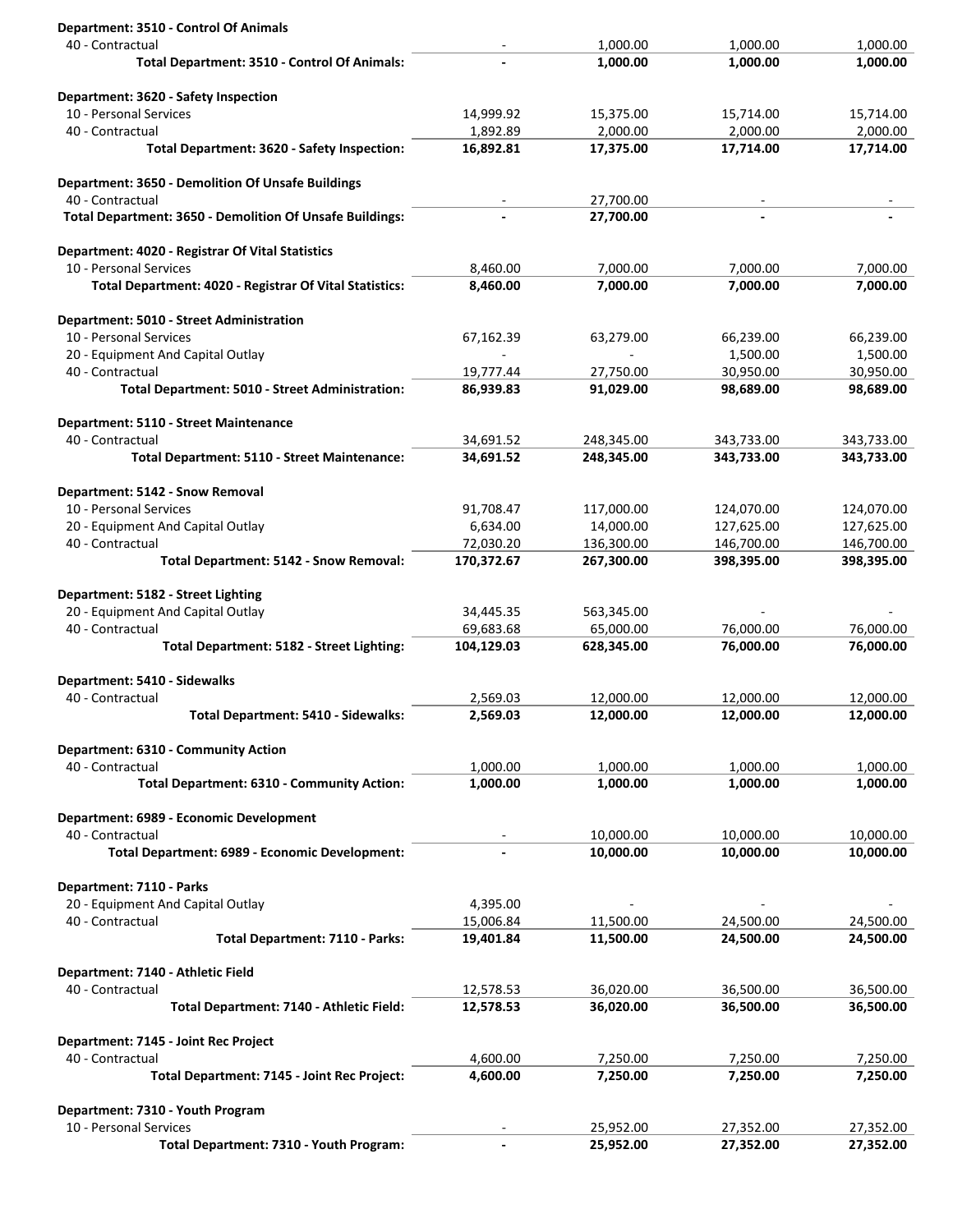| | | | | |
|---|---|---|---|---|
| **Department: 3510 - Control Of Animals** | | | | |
| 40 - Contractual | - | 1,000.00 | 1,000.00 | 1,000.00 |
| **Total Department: 3510 - Control Of Animals:** | **-** | **1,000.00** | **1,000.00** | **1,000.00** |
| | | | | |
| **Department: 3620 - Safety Inspection** | | | | |
| 10 - Personal Services | 14,999.92 | 15,375.00 | 15,714.00 | 15,714.00 |
| 40 - Contractual | 1,892.89 | 2,000.00 | 2,000.00 | 2,000.00 |
| **Total Department: 3620 - Safety Inspection:** | **16,892.81** | **17,375.00** | **17,714.00** | **17,714.00** |
| | | | | |
| **Department: 3650 - Demolition Of Unsafe Buildings** | | | | |
| 40 - Contractual | - | 27,700.00 | - | - |
| **Total Department: 3650 - Demolition Of Unsafe Buildings:** | **-** | **27,700.00** | **-** | **-** |
| | | | | |
| **Department: 4020 - Registrar Of Vital Statistics** | | | | |
| 10 - Personal Services | 8,460.00 | 7,000.00 | 7,000.00 | 7,000.00 |
| **Total Department: 4020 - Registrar Of Vital Statistics:** | **8,460.00** | **7,000.00** | **7,000.00** | **7,000.00** |
| | | | | |
| **Department: 5010 - Street Administration** | | | | |
| 10 - Personal Services | 67,162.39 | 63,279.00 | 66,239.00 | 66,239.00 |
| 20 - Equipment And Capital Outlay | - | - | 1,500.00 | 1,500.00 |
| 40 - Contractual | 19,777.44 | 27,750.00 | 30,950.00 | 30,950.00 |
| **Total Department: 5010 - Street Administration:** | **86,939.83** | **91,029.00** | **98,689.00** | **98,689.00** |
| | | | | |
| **Department: 5110 - Street Maintenance** | | | | |
| 40 - Contractual | 34,691.52 | 248,345.00 | 343,733.00 | 343,733.00 |
| **Total Department: 5110 - Street Maintenance:** | **34,691.52** | **248,345.00** | **343,733.00** | **343,733.00** |
| | | | | |
| **Department: 5142 - Snow Removal** | | | | |
| 10 - Personal Services | 91,708.47 | 117,000.00 | 124,070.00 | 124,070.00 |
| 20 - Equipment And Capital Outlay | 6,634.00 | 14,000.00 | 127,625.00 | 127,625.00 |
| 40 - Contractual | 72,030.20 | 136,300.00 | 146,700.00 | 146,700.00 |
| **Total Department: 5142 - Snow Removal:** | **170,372.67** | **267,300.00** | **398,395.00** | **398,395.00** |
| | | | | |
| **Department: 5182 - Street Lighting** | | | | |
| 20 - Equipment And Capital Outlay | 34,445.35 | 563,345.00 | - | - |
| 40 - Contractual | 69,683.68 | 65,000.00 | 76,000.00 | 76,000.00 |
| **Total Department: 5182 - Street Lighting:** | **104,129.03** | **628,345.00** | **76,000.00** | **76,000.00** |
| | | | | |
| **Department: 5410 - Sidewalks** | | | | |
| 40 - Contractual | 2,569.03 | 12,000.00 | 12,000.00 | 12,000.00 |
| **Total Department: 5410 - Sidewalks:** | **2,569.03** | **12,000.00** | **12,000.00** | **12,000.00** |
| | | | | |
| **Department: 6310 - Community Action** | | | | |
| 40 - Contractual | 1,000.00 | 1,000.00 | 1,000.00 | 1,000.00 |
| **Total Department: 6310 - Community Action:** | **1,000.00** | **1,000.00** | **1,000.00** | **1,000.00** |
| | | | | |
| **Department: 6989 - Economic Development** | | | | |
| 40 - Contractual | - | 10,000.00 | 10,000.00 | 10,000.00 |
| **Total Department: 6989 - Economic Development:** | **-** | **10,000.00** | **10,000.00** | **10,000.00** |
| | | | | |
| **Department: 7110 - Parks** | | | | |
| 20 - Equipment And Capital Outlay | 4,395.00 | - | - | - |
| 40 - Contractual | 15,006.84 | 11,500.00 | 24,500.00 | 24,500.00 |
| **Total Department: 7110 - Parks:** | **19,401.84** | **11,500.00** | **24,500.00** | **24,500.00** |
| | | | | |
| **Department: 7140 - Athletic Field** | | | | |
| 40 - Contractual | 12,578.53 | 36,020.00 | 36,500.00 | 36,500.00 |
| **Total Department: 7140 - Athletic Field:** | **12,578.53** | **36,020.00** | **36,500.00** | **36,500.00** |
| | | | | |
| **Department: 7145 - Joint Rec Project** | | | | |
| 40 - Contractual | 4,600.00 | 7,250.00 | 7,250.00 | 7,250.00 |
| **Total Department: 7145 - Joint Rec Project:** | **4,600.00** | **7,250.00** | **7,250.00** | **7,250.00** |
| | | | | |
| **Department: 7310 - Youth Program** | | | | |
| 10 - Personal Services | - | 25,952.00 | 27,352.00 | 27,352.00 |
| **Total Department: 7310 - Youth Program:** | **-** | **25,952.00** | **27,352.00** | **27,352.00** |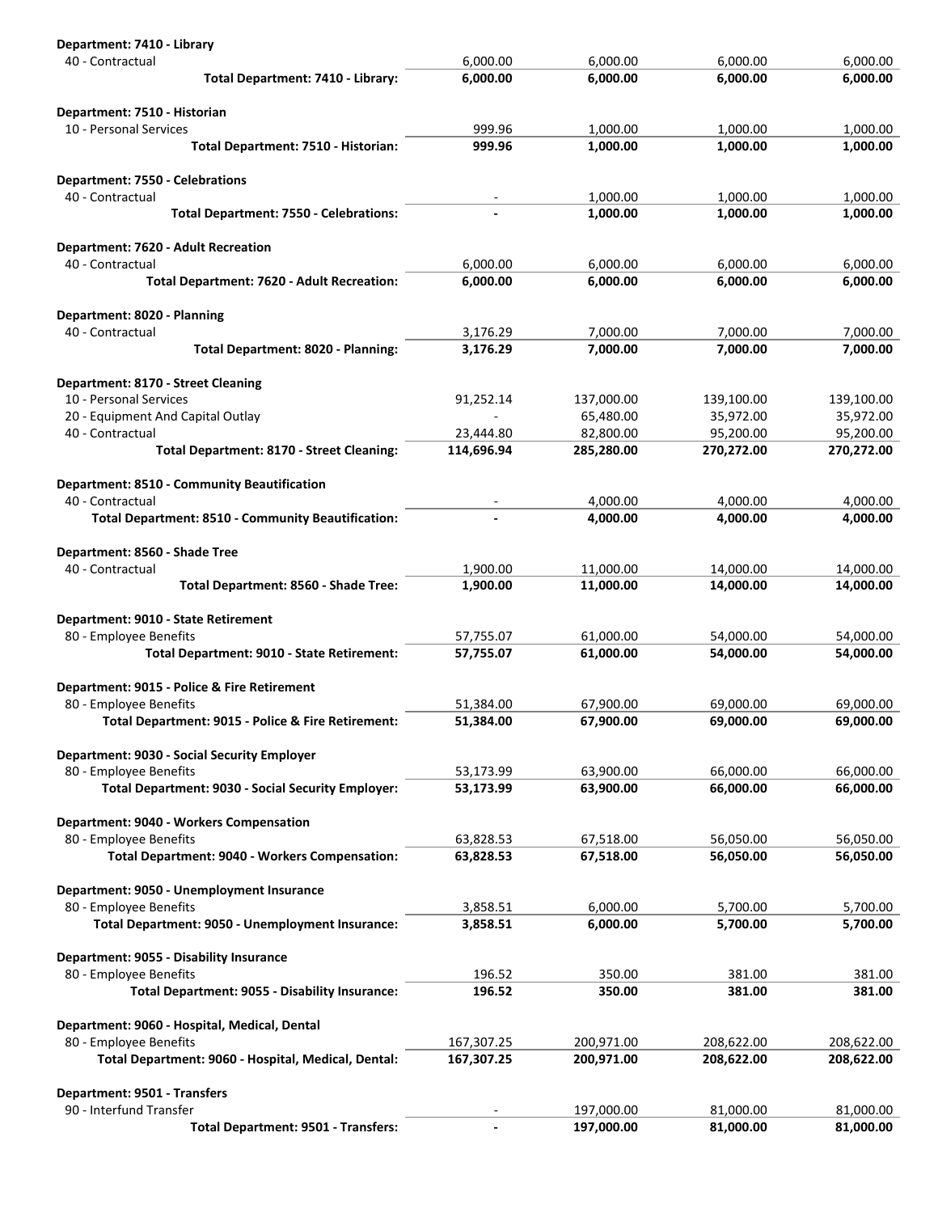| | | | | |
|---|---|---|---|---|
| **Department: 7410 - Library** | | | | |
| 40 - Contractual | 6,000.00 | 6,000.00 | 6,000.00 | 6,000.00 |
| **Total Department: 7410 - Library:** | **6,000.00** | **6,000.00** | **6,000.00** | **6,000.00** |
| **Department: 7510 - Historian** | | | | |
| 10 - Personal Services | 999.96 | 1,000.00 | 1,000.00 | 1,000.00 |
| **Total Department: 7510 - Historian:** | **999.96** | **1,000.00** | **1,000.00** | **1,000.00** |
| **Department: 7550 - Celebrations** | | | | |
| 40 - Contractual | - | 1,000.00 | 1,000.00 | 1,000.00 |
| **Total Department: 7550 - Celebrations:** | **-** | **1,000.00** | **1,000.00** | **1,000.00** |
| **Department: 7620 - Adult Recreation** | | | | |
| 40 - Contractual | 6,000.00 | 6,000.00 | 6,000.00 | 6,000.00 |
| **Total Department: 7620 - Adult Recreation:** | **6,000.00** | **6,000.00** | **6,000.00** | **6,000.00** |
| **Department: 8020 - Planning** | | | | |
| 40 - Contractual | 3,176.29 | 7,000.00 | 7,000.00 | 7,000.00 |
| **Total Department: 8020 - Planning:** | **3,176.29** | **7,000.00** | **7,000.00** | **7,000.00** |
| **Department: 8170 - Street Cleaning** | | | | |
| 10 - Personal Services | 91,252.14 | 137,000.00 | 139,100.00 | 139,100.00 |
| 20 - Equipment And Capital Outlay | - | 65,480.00 | 35,972.00 | 35,972.00 |
| 40 - Contractual | 23,444.80 | 82,800.00 | 95,200.00 | 95,200.00 |
| **Total Department: 8170 - Street Cleaning:** | **114,696.94** | **285,280.00** | **270,272.00** | **270,272.00** |
| **Department: 8510 - Community Beautification** | | | | |
| 40 - Contractual | - | 4,000.00 | 4,000.00 | 4,000.00 |
| **Total Department: 8510 - Community Beautification:** | **-** | **4,000.00** | **4,000.00** | **4,000.00** |
| **Department: 8560 - Shade Tree** | | | | |
| 40 - Contractual | 1,900.00 | 11,000.00 | 14,000.00 | 14,000.00 |
| **Total Department: 8560 - Shade Tree:** | **1,900.00** | **11,000.00** | **14,000.00** | **14,000.00** |
| **Department: 9010 - State Retirement** | | | | |
| 80 - Employee Benefits | 57,755.07 | 61,000.00 | 54,000.00 | 54,000.00 |
| **Total Department: 9010 - State Retirement:** | **57,755.07** | **61,000.00** | **54,000.00** | **54,000.00** |
| **Department: 9015 - Police & Fire Retirement** | | | | |
| 80 - Employee Benefits | 51,384.00 | 67,900.00 | 69,000.00 | 69,000.00 |
| **Total Department: 9015 - Police & Fire Retirement:** | **51,384.00** | **67,900.00** | **69,000.00** | **69,000.00** |
| **Department: 9030 - Social Security Employer** | | | | |
| 80 - Employee Benefits | 53,173.99 | 63,900.00 | 66,000.00 | 66,000.00 |
| **Total Department: 9030 - Social Security Employer:** | **53,173.99** | **63,900.00** | **66,000.00** | **66,000.00** |
| **Department: 9040 - Workers Compensation** | | | | |
| 80 - Employee Benefits | 63,828.53 | 67,518.00 | 56,050.00 | 56,050.00 |
| **Total Department: 9040 - Workers Compensation:** | **63,828.53** | **67,518.00** | **56,050.00** | **56,050.00** |
| **Department: 9050 - Unemployment Insurance** | | | | |
| 80 - Employee Benefits | 3,858.51 | 6,000.00 | 5,700.00 | 5,700.00 |
| **Total Department: 9050 - Unemployment Insurance:** | **3,858.51** | **6,000.00** | **5,700.00** | **5,700.00** |
| **Department: 9055 - Disability Insurance** | | | | |
| 80 - Employee Benefits | 196.52 | 350.00 | 381.00 | 381.00 |
| **Total Department: 9055 - Disability Insurance:** | **196.52** | **350.00** | **381.00** | **381.00** |
| **Department: 9060 - Hospital, Medical, Dental** | | | | |
| 80 - Employee Benefits | 167,307.25 | 200,971.00 | 208,622.00 | 208,622.00 |
| **Total Department: 9060 - Hospital, Medical, Dental:** | **167,307.25** | **200,971.00** | **208,622.00** | **208,622.00** |
| **Department: 9501 - Transfers** | | | | |
| 90 - Interfund Transfer | - | 197,000.00 | 81,000.00 | 81,000.00 |
| **Total Department: 9501 - Transfers:** | **-** | **197,000.00** | **81,000.00** | **81,000.00** |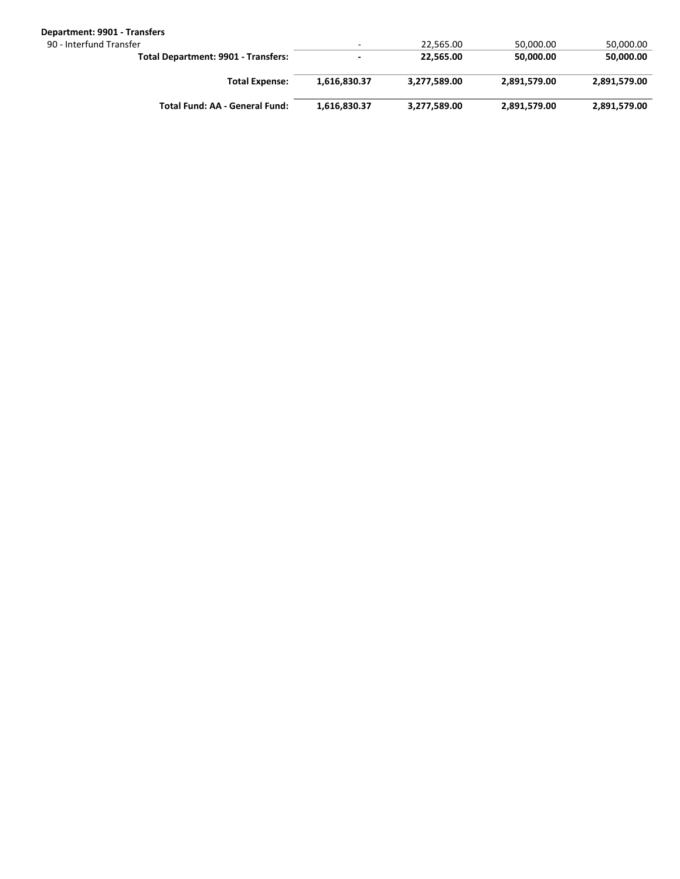**Department: 9901 - Transfers**

| | | | | |
|---|---|---|---|---|
| 90 - Interfund Transfer | - | 22,565.00 | 50,000.00 | 50,000.00 |
| **Total Department: 9901 - Transfers:** | **-** | **22,565.00** | **50,000.00** | **50,000.00** |
| **Total Expense:** | **1,616,830.37** | **3,277,589.00** | **2,891,579.00** | **2,891,579.00** |
| **Total Fund: AA - General Fund:** | **1,616,830.37** | **3,277,589.00** | **2,891,579.00** | **2,891,579.00** |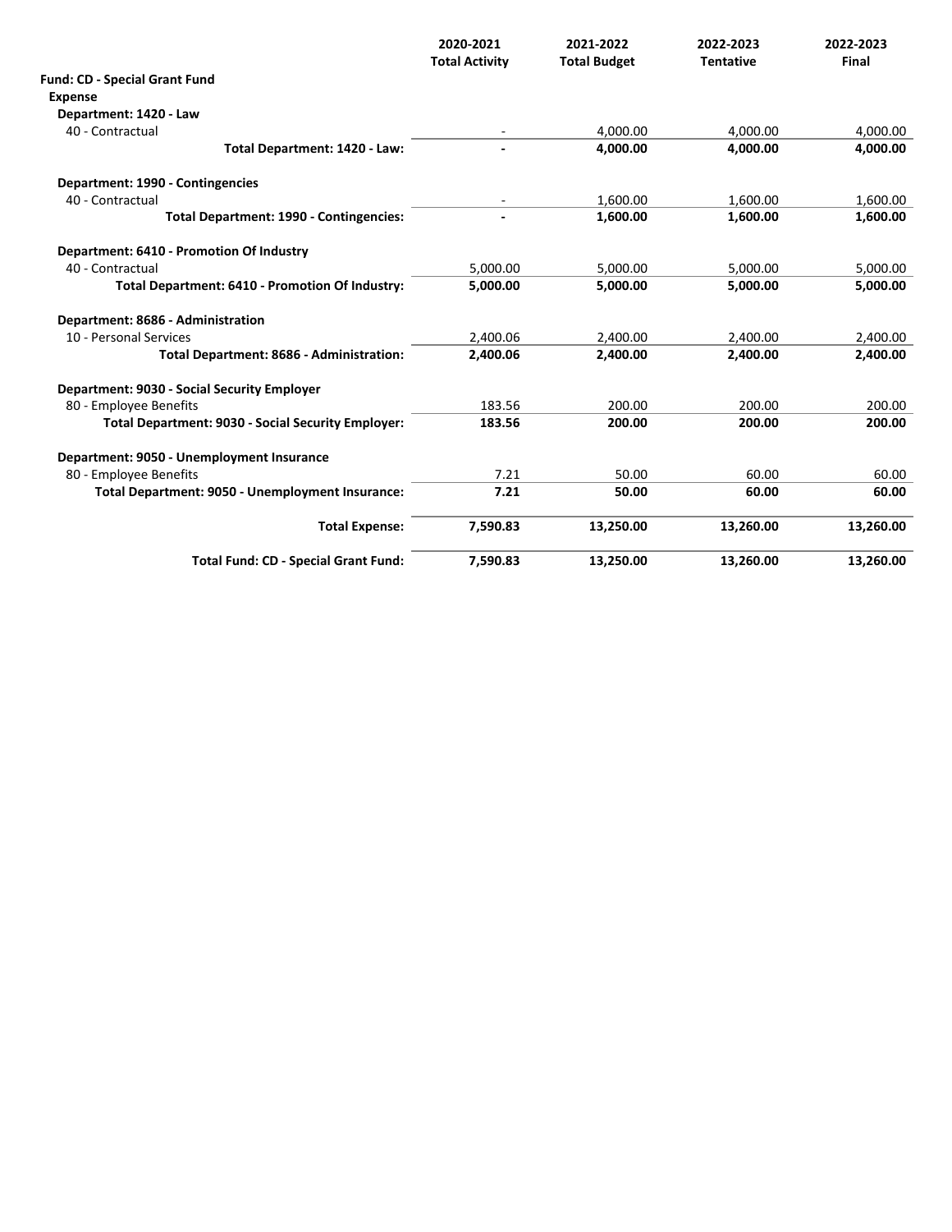| | 2020-2021 Total Activity | 2021-2022 Total Budget | 2022-2023 Tentative | 2022-2023 Final |
|---|---|---|---|---|
| **Fund: CD - Special Grant Fund** | | | | |
| **Expense** | | | | |
| **Department: 1420 - Law** | | | | |
| 40 - Contractual | - | 4,000.00 | 4,000.00 | 4,000.00 |
| **Total Department: 1420 - Law:** | **-** | **4,000.00** | **4,000.00** | **4,000.00** |
| **Department: 1990 - Contingencies** | | | | |
| 40 - Contractual | - | 1,600.00 | 1,600.00 | 1,600.00 |
| **Total Department: 1990 - Contingencies:** | **-** | **1,600.00** | **1,600.00** | **1,600.00** |
| **Department: 6410 - Promotion Of Industry** | | | | |
| 40 - Contractual | 5,000.00 | 5,000.00 | 5,000.00 | 5,000.00 |
| **Total Department: 6410 - Promotion Of Industry:** | **5,000.00** | **5,000.00** | **5,000.00** | **5,000.00** |
| **Department: 8686 - Administration** | | | | |
| 10 - Personal Services | 2,400.06 | 2,400.00 | 2,400.00 | 2,400.00 |
| **Total Department: 8686 - Administration:** | **2,400.06** | **2,400.00** | **2,400.00** | **2,400.00** |
| **Department: 9030 - Social Security Employer** | | | | |
| 80 - Employee Benefits | 183.56 | 200.00 | 200.00 | 200.00 |
| **Total Department: 9030 - Social Security Employer:** | **183.56** | **200.00** | **200.00** | **200.00** |
| **Department: 9050 - Unemployment Insurance** | | | | |
| 80 - Employee Benefits | 7.21 | 50.00 | 60.00 | 60.00 |
| **Total Department: 9050 - Unemployment Insurance:** | **7.21** | **50.00** | **60.00** | **60.00** |
| **Total Expense:** | **7,590.83** | **13,250.00** | **13,260.00** | **13,260.00** |
| **Total Fund: CD - Special Grant Fund:** | **7,590.83** | **13,250.00** | **13,260.00** | **13,260.00** |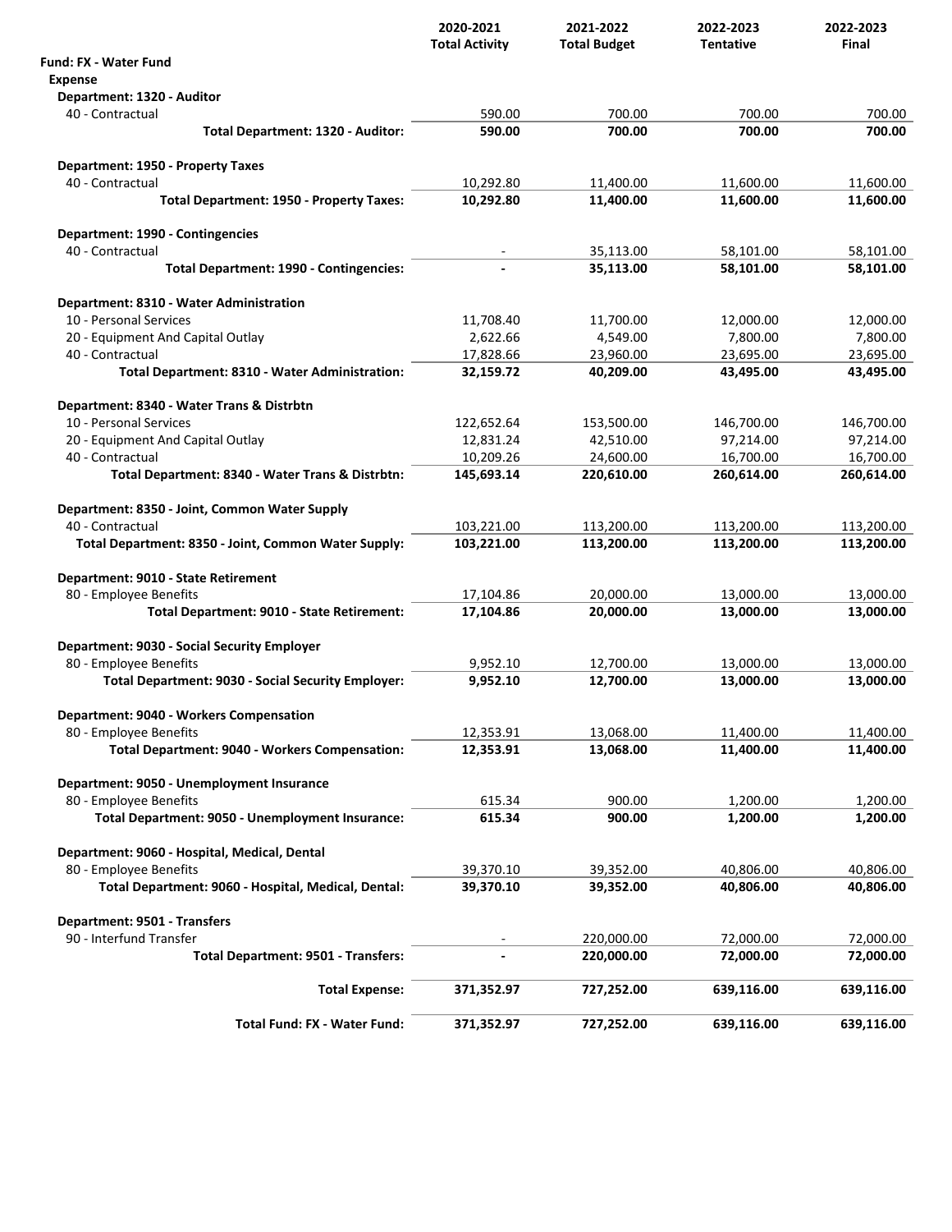| | 2020-2021 Total Activity | 2021-2022 Total Budget | 2022-2023 Tentative | 2022-2023 Final |
|---|---|---|---|---|
| **Fund: FX - Water Fund** | | | | |
| **Expense** | | | | |
| **Department: 1320 - Auditor** | | | | |
| 40 - Contractual | 590.00 | 700.00 | 700.00 | 700.00 |
| **Total Department: 1320 - Auditor:** | **590.00** | **700.00** | **700.00** | **700.00** |
| **Department: 1950 - Property Taxes** | | | | |
| 40 - Contractual | 10,292.80 | 11,400.00 | 11,600.00 | 11,600.00 |
| **Total Department: 1950 - Property Taxes:** | **10,292.80** | **11,400.00** | **11,600.00** | **11,600.00** |
| **Department: 1990 - Contingencies** | | | | |
| 40 - Contractual | - | 35,113.00 | 58,101.00 | 58,101.00 |
| **Total Department: 1990 - Contingencies:** | **-** | **35,113.00** | **58,101.00** | **58,101.00** |
| **Department: 8310 - Water Administration** | | | | |
| 10 - Personal Services | 11,708.40 | 11,700.00 | 12,000.00 | 12,000.00 |
| 20 - Equipment And Capital Outlay | 2,622.66 | 4,549.00 | 7,800.00 | 7,800.00 |
| 40 - Contractual | 17,828.66 | 23,960.00 | 23,695.00 | 23,695.00 |
| **Total Department: 8310 - Water Administration:** | **32,159.72** | **40,209.00** | **43,495.00** | **43,495.00** |
| **Department: 8340 - Water Trans & Distrbtn** | | | | |
| 10 - Personal Services | 122,652.64 | 153,500.00 | 146,700.00 | 146,700.00 |
| 20 - Equipment And Capital Outlay | 12,831.24 | 42,510.00 | 97,214.00 | 97,214.00 |
| 40 - Contractual | 10,209.26 | 24,600.00 | 16,700.00 | 16,700.00 |
| **Total Department: 8340 - Water Trans & Distrbtn:** | **145,693.14** | **220,610.00** | **260,614.00** | **260,614.00** |
| **Department: 8350 - Joint, Common Water Supply** | | | | |
| 40 - Contractual | 103,221.00 | 113,200.00 | 113,200.00 | 113,200.00 |
| **Total Department: 8350 - Joint, Common Water Supply:** | **103,221.00** | **113,200.00** | **113,200.00** | **113,200.00** |
| **Department: 9010 - State Retirement** | | | | |
| 80 - Employee Benefits | 17,104.86 | 20,000.00 | 13,000.00 | 13,000.00 |
| **Total Department: 9010 - State Retirement:** | **17,104.86** | **20,000.00** | **13,000.00** | **13,000.00** |
| **Department: 9030 - Social Security Employer** | | | | |
| 80 - Employee Benefits | 9,952.10 | 12,700.00 | 13,000.00 | 13,000.00 |
| **Total Department: 9030 - Social Security Employer:** | **9,952.10** | **12,700.00** | **13,000.00** | **13,000.00** |
| **Department: 9040 - Workers Compensation** | | | | |
| 80 - Employee Benefits | 12,353.91 | 13,068.00 | 11,400.00 | 11,400.00 |
| **Total Department: 9040 - Workers Compensation:** | **12,353.91** | **13,068.00** | **11,400.00** | **11,400.00** |
| **Department: 9050 - Unemployment Insurance** | | | | |
| 80 - Employee Benefits | 615.34 | 900.00 | 1,200.00 | 1,200.00 |
| **Total Department: 9050 - Unemployment Insurance:** | **615.34** | **900.00** | **1,200.00** | **1,200.00** |
| **Department: 9060 - Hospital, Medical, Dental** | | | | |
| 80 - Employee Benefits | 39,370.10 | 39,352.00 | 40,806.00 | 40,806.00 |
| **Total Department: 9060 - Hospital, Medical, Dental:** | **39,370.10** | **39,352.00** | **40,806.00** | **40,806.00** |
| **Department: 9501 - Transfers** | | | | |
| 90 - Interfund Transfer | - | 220,000.00 | 72,000.00 | 72,000.00 |
| **Total Department: 9501 - Transfers:** | **-** | **220,000.00** | **72,000.00** | **72,000.00** |
| **Total Expense:** | **371,352.97** | **727,252.00** | **639,116.00** | **639,116.00** |
| **Total Fund: FX - Water Fund:** | **371,352.97** | **727,252.00** | **639,116.00** | **639,116.00** |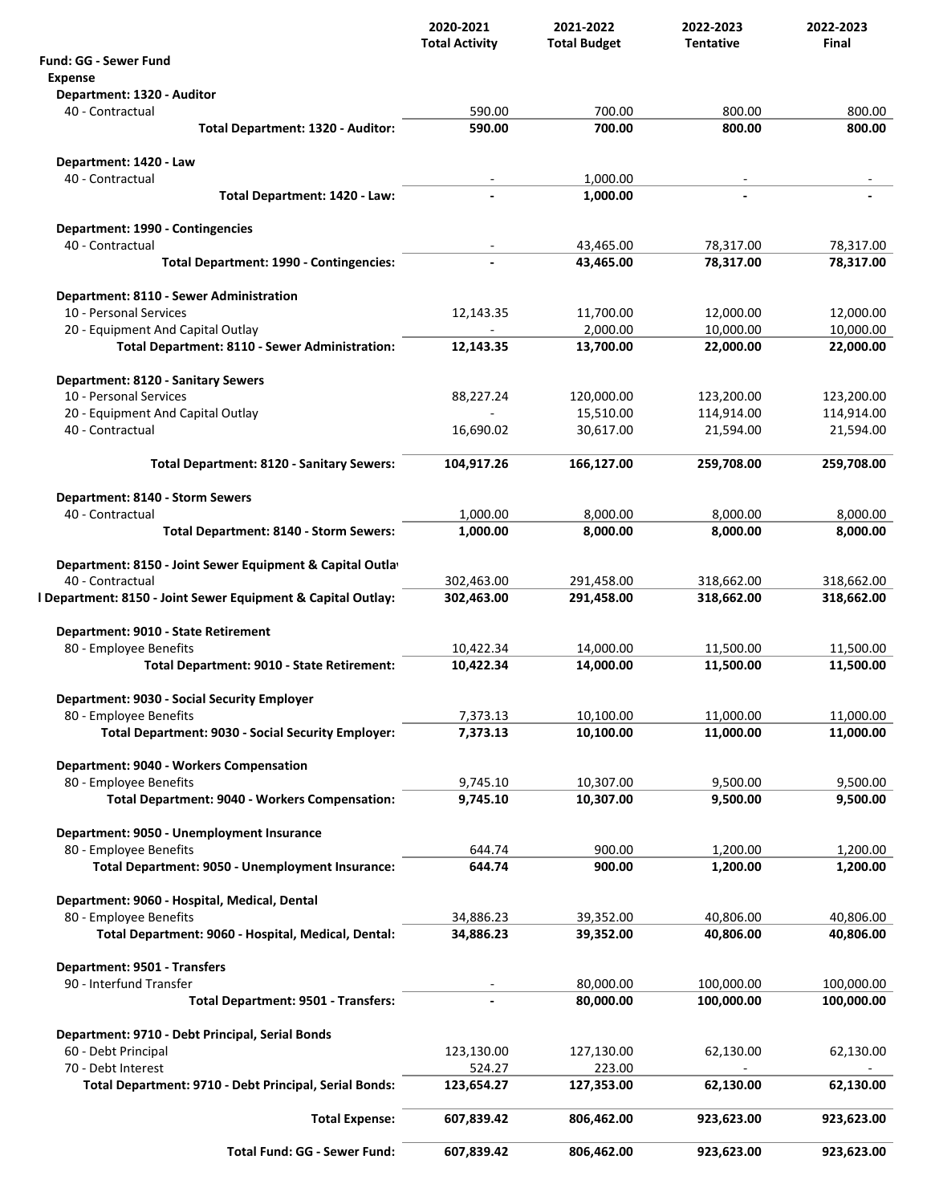| | 2020-2021 Total Activity | 2021-2022 Total Budget | 2022-2023 Tentative | 2022-2023 Final |
|---|---|---|---|---|
| **Fund: GG - Sewer Fund** | | | | |
| **Expense** | | | | |
| **Department: 1320 - Auditor** | | | | |
| 40 - Contractual | 590.00 | 700.00 | 800.00 | 800.00 |
| **Total Department: 1320 - Auditor:** | **590.00** | **700.00** | **800.00** | **800.00** |
| **Department: 1420 - Law** | | | | |
| 40 - Contractual | - | 1,000.00 | - | - |
| **Total Department: 1420 - Law:** | **-** | **1,000.00** | **-** | **-** |
| **Department: 1990 - Contingencies** | | | | |
| 40 - Contractual | - | 43,465.00 | 78,317.00 | 78,317.00 |
| **Total Department: 1990 - Contingencies:** | **-** | **43,465.00** | **78,317.00** | **78,317.00** |
| **Department: 8110 - Sewer Administration** | | | | |
| 10 - Personal Services | 12,143.35 | 11,700.00 | 12,000.00 | 12,000.00 |
| 20 - Equipment And Capital Outlay | - | 2,000.00 | 10,000.00 | 10,000.00 |
| **Total Department: 8110 - Sewer Administration:** | **12,143.35** | **13,700.00** | **22,000.00** | **22,000.00** |
| **Department: 8120 - Sanitary Sewers** | | | | |
| 10 - Personal Services | 88,227.24 | 120,000.00 | 123,200.00 | 123,200.00 |
| 20 - Equipment And Capital Outlay | - | 15,510.00 | 114,914.00 | 114,914.00 |
| 40 - Contractual | 16,690.02 | 30,617.00 | 21,594.00 | 21,594.00 |
| **Total Department: 8120 - Sanitary Sewers:** | **104,917.26** | **166,127.00** | **259,708.00** | **259,708.00** |
| **Department: 8140 - Storm Sewers** | | | | |
| 40 - Contractual | 1,000.00 | 8,000.00 | 8,000.00 | 8,000.00 |
| **Total Department: 8140 - Storm Sewers:** | **1,000.00** | **8,000.00** | **8,000.00** | **8,000.00** |
| **Department: 8150 - Joint Sewer Equipment & Capital Outlay** | | | | |
| 40 - Contractual | 302,463.00 | 291,458.00 | 318,662.00 | 318,662.00 |
| **Total Department: 8150 - Joint Sewer Equipment & Capital Outlay:** | **302,463.00** | **291,458.00** | **318,662.00** | **318,662.00** |
| **Department: 9010 - State Retirement** | | | | |
| 80 - Employee Benefits | 10,422.34 | 14,000.00 | 11,500.00 | 11,500.00 |
| **Total Department: 9010 - State Retirement:** | **10,422.34** | **14,000.00** | **11,500.00** | **11,500.00** |
| **Department: 9030 - Social Security Employer** | | | | |
| 80 - Employee Benefits | 7,373.13 | 10,100.00 | 11,000.00 | 11,000.00 |
| **Total Department: 9030 - Social Security Employer:** | **7,373.13** | **10,100.00** | **11,000.00** | **11,000.00** |
| **Department: 9040 - Workers Compensation** | | | | |
| 80 - Employee Benefits | 9,745.10 | 10,307.00 | 9,500.00 | 9,500.00 |
| **Total Department: 9040 - Workers Compensation:** | **9,745.10** | **10,307.00** | **9,500.00** | **9,500.00** |
| **Department: 9050 - Unemployment Insurance** | | | | |
| 80 - Employee Benefits | 644.74 | 900.00 | 1,200.00 | 1,200.00 |
| **Total Department: 9050 - Unemployment Insurance:** | **644.74** | **900.00** | **1,200.00** | **1,200.00** |
| **Department: 9060 - Hospital, Medical, Dental** | | | | |
| 80 - Employee Benefits | 34,886.23 | 39,352.00 | 40,806.00 | 40,806.00 |
| **Total Department: 9060 - Hospital, Medical, Dental:** | **34,886.23** | **39,352.00** | **40,806.00** | **40,806.00** |
| **Department: 9501 - Transfers** | | | | |
| 90 - Interfund Transfer | - | 80,000.00 | 100,000.00 | 100,000.00 |
| **Total Department: 9501 - Transfers:** | **-** | **80,000.00** | **100,000.00** | **100,000.00** |
| **Department: 9710 - Debt Principal, Serial Bonds** | | | | |
| 60 - Debt Principal | 123,130.00 | 127,130.00 | 62,130.00 | 62,130.00 |
| 70 - Debt Interest | 524.27 | 223.00 | - | - |
| **Total Department: 9710 - Debt Principal, Serial Bonds:** | **123,654.27** | **127,353.00** | **62,130.00** | **62,130.00** |
| **Total Expense:** | **607,839.42** | **806,462.00** | **923,623.00** | **923,623.00** |
| **Total Fund: GG - Sewer Fund:** | **607,839.42** | **806,462.00** | **923,623.00** | **923,623.00** |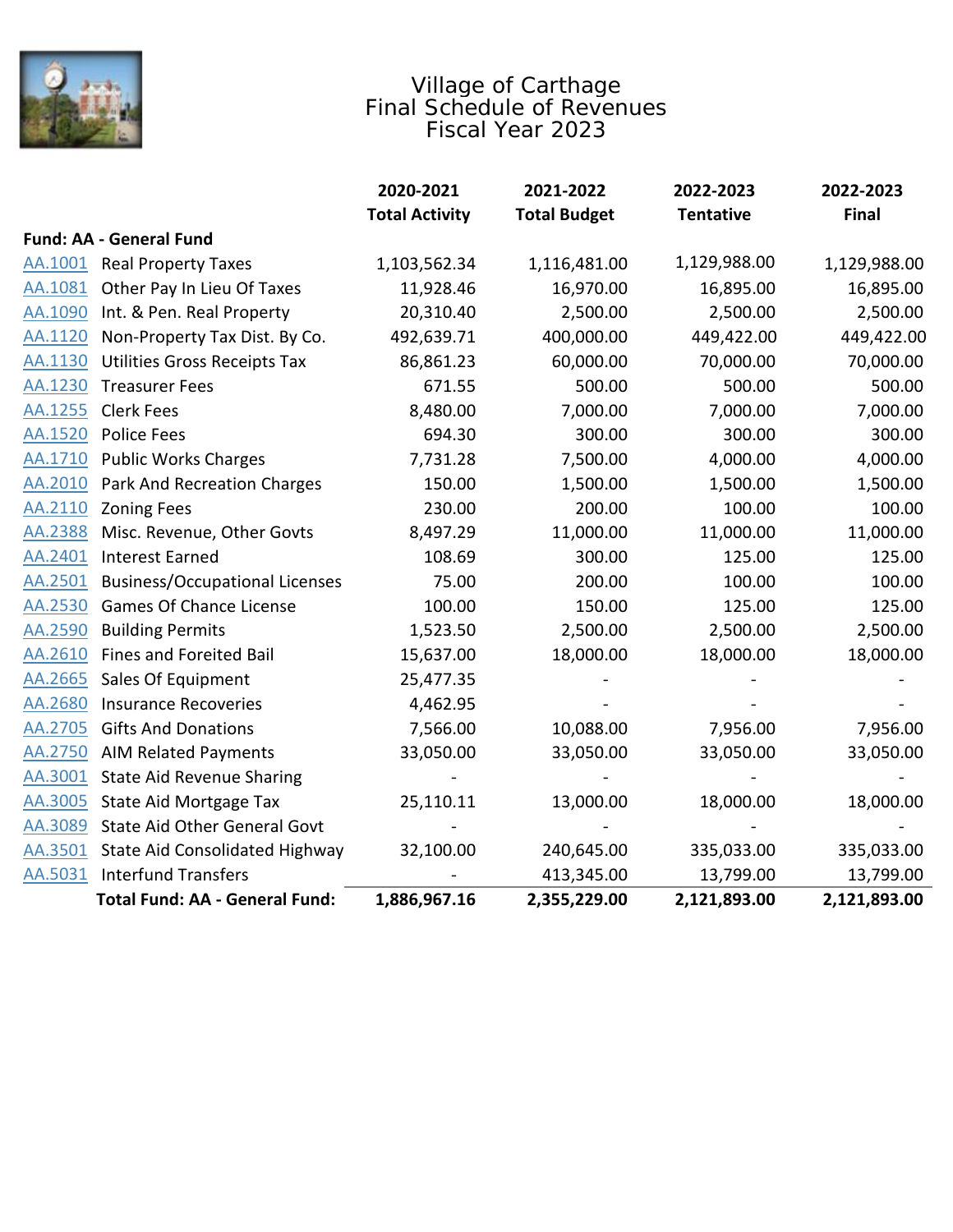# Village of Carthage
## Final Schedule of Revenues
## Fiscal Year 2023

| | | 2020-2021 Total Activity | 2021-2022 Total Budget | 2022-2023 Tentative | 2022-2023 Final |
|---|---|---|---|---|---|
| **Fund: AA - General Fund** | | | | | |
| AA.1001 | Real Property Taxes | 1,103,562.34 | 1,116,481.00 | 1,129,988.00 | 1,129,988.00 |
| AA.1081 | Other Pay In Lieu Of Taxes | 11,928.46 | 16,970.00 | 16,895.00 | 16,895.00 |
| AA.1090 | Int. & Pen. Real Property | 20,310.40 | 2,500.00 | 2,500.00 | 2,500.00 |
| AA.1120 | Non-Property Tax Dist. By Co. | 492,639.71 | 400,000.00 | 449,422.00 | 449,422.00 |
| AA.1130 | Utilities Gross Receipts Tax | 86,861.23 | 60,000.00 | 70,000.00 | 70,000.00 |
| AA.1230 | Treasurer Fees | 671.55 | 500.00 | 500.00 | 500.00 |
| AA.1255 | Clerk Fees | 8,480.00 | 7,000.00 | 7,000.00 | 7,000.00 |
| AA.1520 | Police Fees | 694.30 | 300.00 | 300.00 | 300.00 |
| AA.1710 | Public Works Charges | 7,731.28 | 7,500.00 | 4,000.00 | 4,000.00 |
| AA.2010 | Park And Recreation Charges | 150.00 | 1,500.00 | 1,500.00 | 1,500.00 |
| AA.2110 | Zoning Fees | 230.00 | 200.00 | 100.00 | 100.00 |
| AA.2388 | Misc. Revenue, Other Govts | 8,497.29 | 11,000.00 | 11,000.00 | 11,000.00 |
| AA.2401 | Interest Earned | 108.69 | 300.00 | 125.00 | 125.00 |
| AA.2501 | Business/Occupational Licenses | 75.00 | 200.00 | 100.00 | 100.00 |
| AA.2530 | Games Of Chance License | 100.00 | 150.00 | 125.00 | 125.00 |
| AA.2590 | Building Permits | 1,523.50 | 2,500.00 | 2,500.00 | 2,500.00 |
| AA.2610 | Fines and Foreited Bail | 15,637.00 | 18,000.00 | 18,000.00 | 18,000.00 |
| AA.2665 | Sales Of Equipment | 25,477.35 | - | - | - |
| AA.2680 | Insurance Recoveries | 4,462.95 | - | - | - |
| AA.2705 | Gifts And Donations | 7,566.00 | 10,088.00 | 7,956.00 | 7,956.00 |
| AA.2750 | AIM Related Payments | 33,050.00 | 33,050.00 | 33,050.00 | 33,050.00 |
| AA.3001 | State Aid Revenue Sharing | - | - | - | - |
| AA.3005 | State Aid Mortgage Tax | 25,110.11 | 13,000.00 | 18,000.00 | 18,000.00 |
| AA.3089 | State Aid Other General Govt | - | - | - | - |
| AA.3501 | State Aid Consolidated Highway | 32,100.00 | 240,645.00 | 335,033.00 | 335,033.00 |
| AA.5031 | Interfund Transfers | - | 413,345.00 | 13,799.00 | 13,799.00 |
| | **Total Fund: AA - General Fund:** | **1,886,967.16** | **2,355,229.00** | **2,121,893.00** | **2,121,893.00** |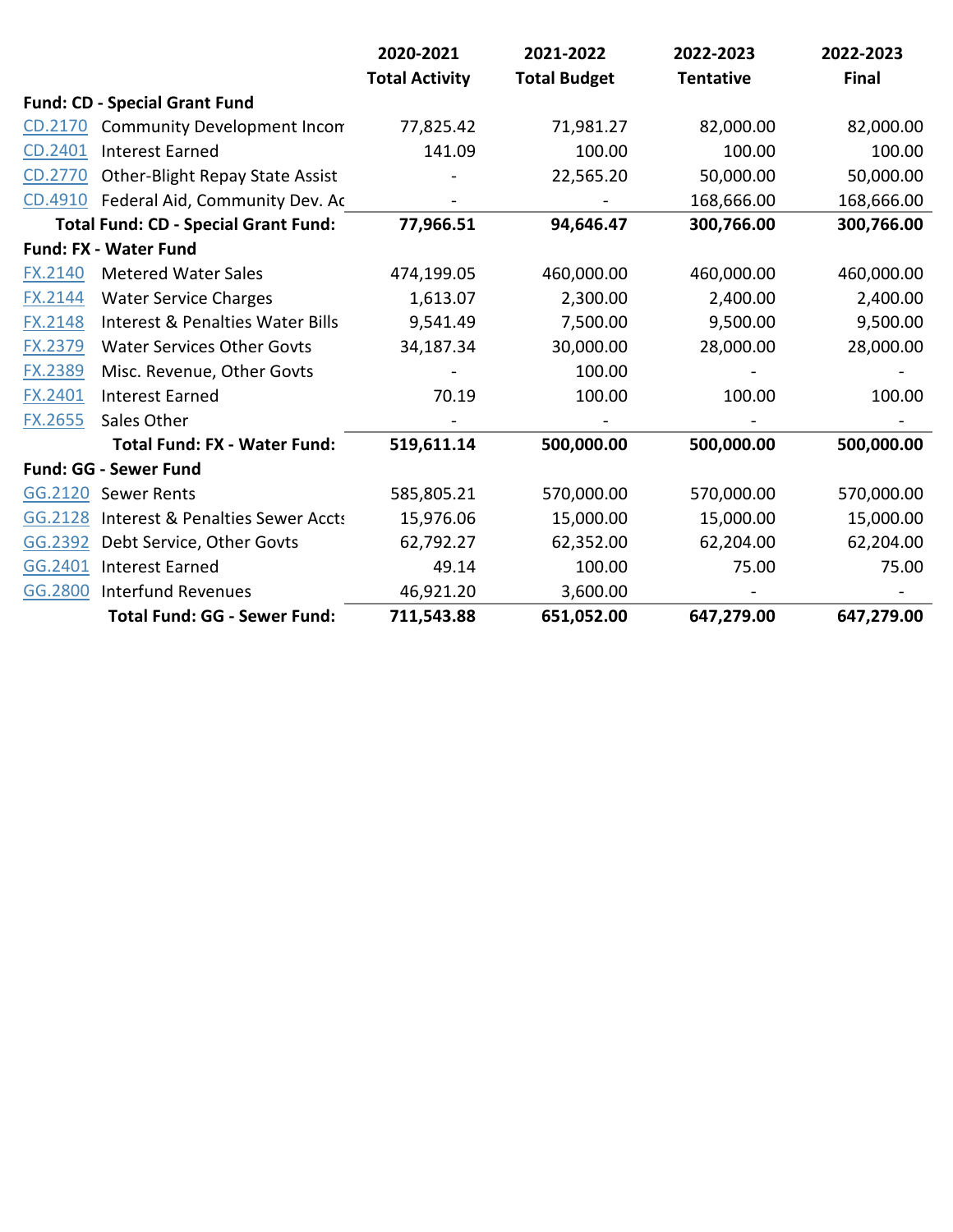| | | 2020-2021 Total Activity | 2021-2022 Total Budget | 2022-2023 Tentative | 2022-2023 Final |
|---|---|---|---|---|---|
| **Fund: CD - Special Grant Fund** | | | | | |
| CD.2170 | Community Development Incon | 77,825.42 | 71,981.27 | 82,000.00 | 82,000.00 |
| CD.2401 | Interest Earned | 141.09 | 100.00 | 100.00 | 100.00 |
| CD.2770 | Other-Blight Repay State Assist | - | 22,565.20 | 50,000.00 | 50,000.00 |
| CD.4910 | Federal Aid, Community Dev. Ac | - | - | 168,666.00 | 168,666.00 |
| | **Total Fund: CD - Special Grant Fund:** | **77,966.51** | **94,646.47** | **300,766.00** | **300,766.00** |
| **Fund: FX - Water Fund** | | | | | |
| FX.2140 | Metered Water Sales | 474,199.05 | 460,000.00 | 460,000.00 | 460,000.00 |
| FX.2144 | Water Service Charges | 1,613.07 | 2,300.00 | 2,400.00 | 2,400.00 |
| FX.2148 | Interest & Penalties Water Bills | 9,541.49 | 7,500.00 | 9,500.00 | 9,500.00 |
| FX.2379 | Water Services Other Govts | 34,187.34 | 30,000.00 | 28,000.00 | 28,000.00 |
| FX.2389 | Misc. Revenue, Other Govts | - | 100.00 | - | - |
| FX.2401 | Interest Earned | 70.19 | 100.00 | 100.00 | 100.00 |
| FX.2655 | Sales Other | - | - | - | - |
| | **Total Fund: FX - Water Fund:** | **519,611.14** | **500,000.00** | **500,000.00** | **500,000.00** |
| **Fund: GG - Sewer Fund** | | | | | |
| GG.2120 | Sewer Rents | 585,805.21 | 570,000.00 | 570,000.00 | 570,000.00 |
| GG.2128 | Interest & Penalties Sewer Accts | 15,976.06 | 15,000.00 | 15,000.00 | 15,000.00 |
| GG.2392 | Debt Service, Other Govts | 62,792.27 | 62,352.00 | 62,204.00 | 62,204.00 |
| GG.2401 | Interest Earned | 49.14 | 100.00 | 75.00 | 75.00 |
| GG.2800 | Interfund Revenues | 46,921.20 | 3,600.00 | - | - |
| | **Total Fund: GG - Sewer Fund:** | **711,543.88** | **651,052.00** | **647,279.00** | **647,279.00** |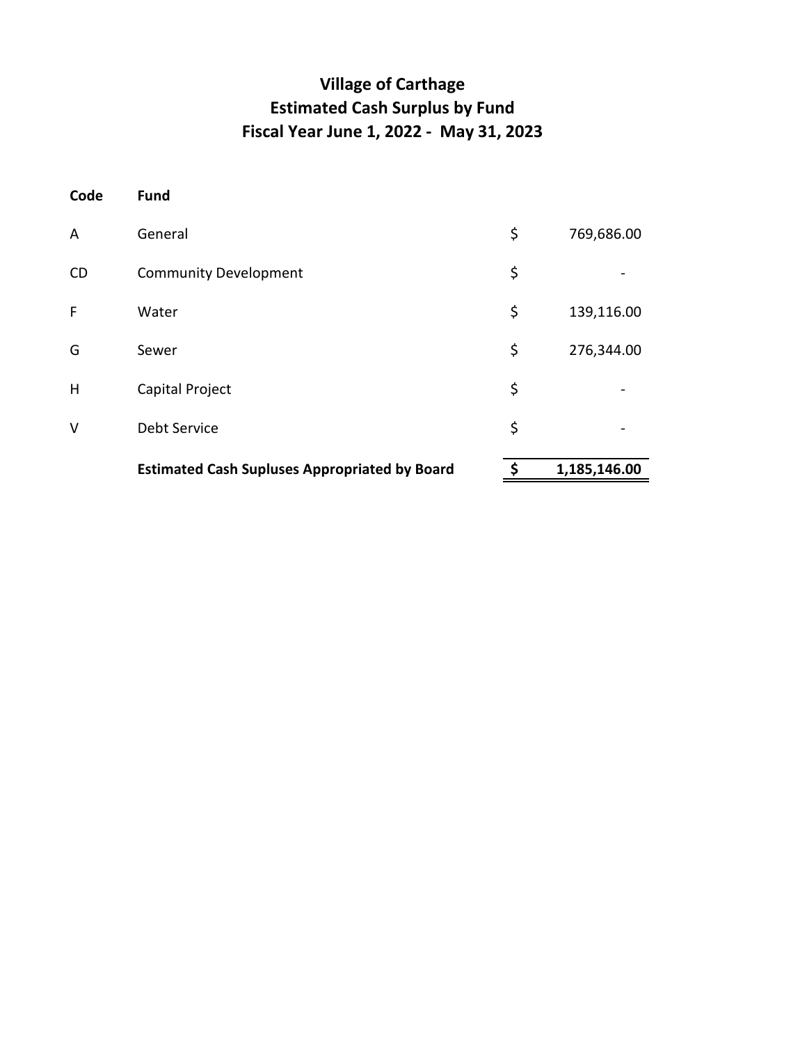# Village of Carthage
## Estimated Cash Surplus by Fund
## Fiscal Year June 1, 2022 - May 31, 2023

| Code | Fund | | |
|---|---|---|---|
| A | General | $ | 769,686.00 |
| CD | Community Development | $ | - |
| F | Water | $ | 139,116.00 |
| G | Sewer | $ | 276,344.00 |
| H | Capital Project | $ | - |
| V | Debt Service | $ | - |
| | **Estimated Cash Supluses Appropriated by Board** | **$** | **1,185,146.00** |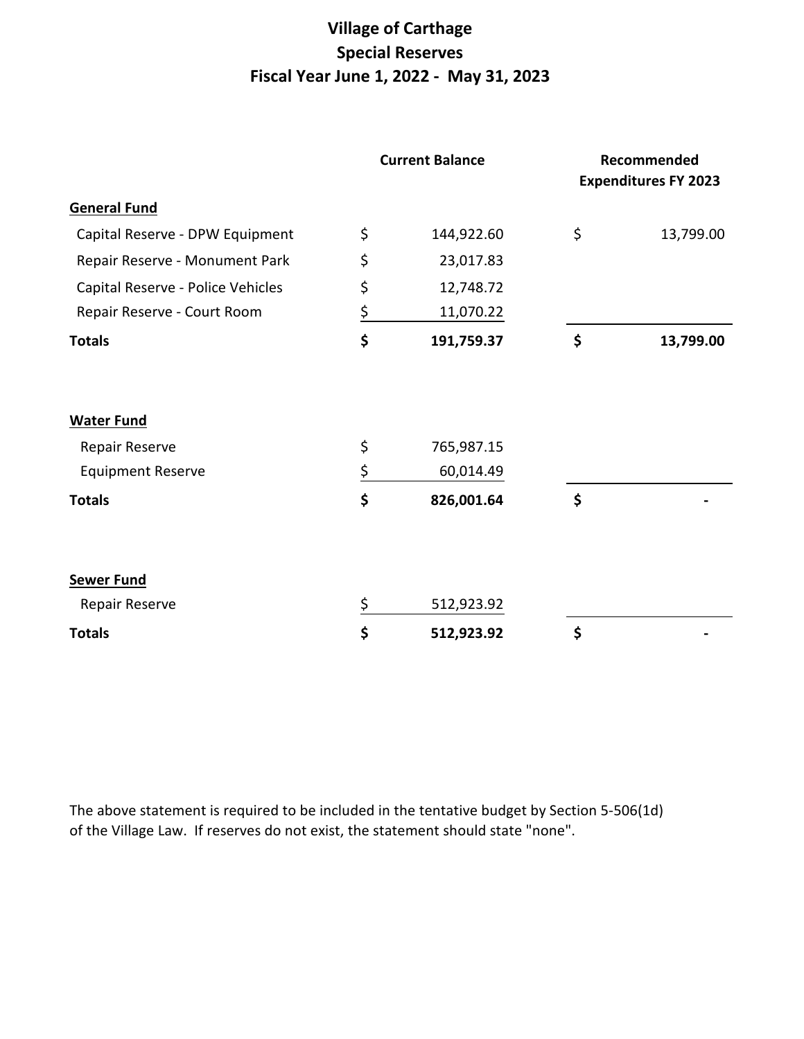# Village of Carthage
## Special Reserves
## Fiscal Year June 1, 2022 - May 31, 2023

| | Current Balance | Recommended Expenditures FY 2023 |
|---|---|---|
| **General Fund** | | |
| Capital Reserve - DPW Equipment | $ 144,922.60 | $ 13,799.00 |
| Repair Reserve - Monument Park | $ 23,017.83 | |
| Capital Reserve - Police Vehicles | $ 12,748.72 | |
| Repair Reserve - Court Room | $ 11,070.22 | |
| **Totals** | **$ 191,759.37** | **$ 13,799.00** |
| | | |
| **Water Fund** | | |
| Repair Reserve | $ 765,987.15 | |
| Equipment Reserve | $ 60,014.49 | |
| **Totals** | **$ 826,001.64** | **$ -** |
| | | |
| **Sewer Fund** | | |
| Repair Reserve | $ 512,923.92 | |
| **Totals** | **$ 512,923.92** | **$ -** |

The above statement is required to be included in the tentative budget by Section 5-506(1d) of the Village Law. If reserves do not exist, the statement should state "none".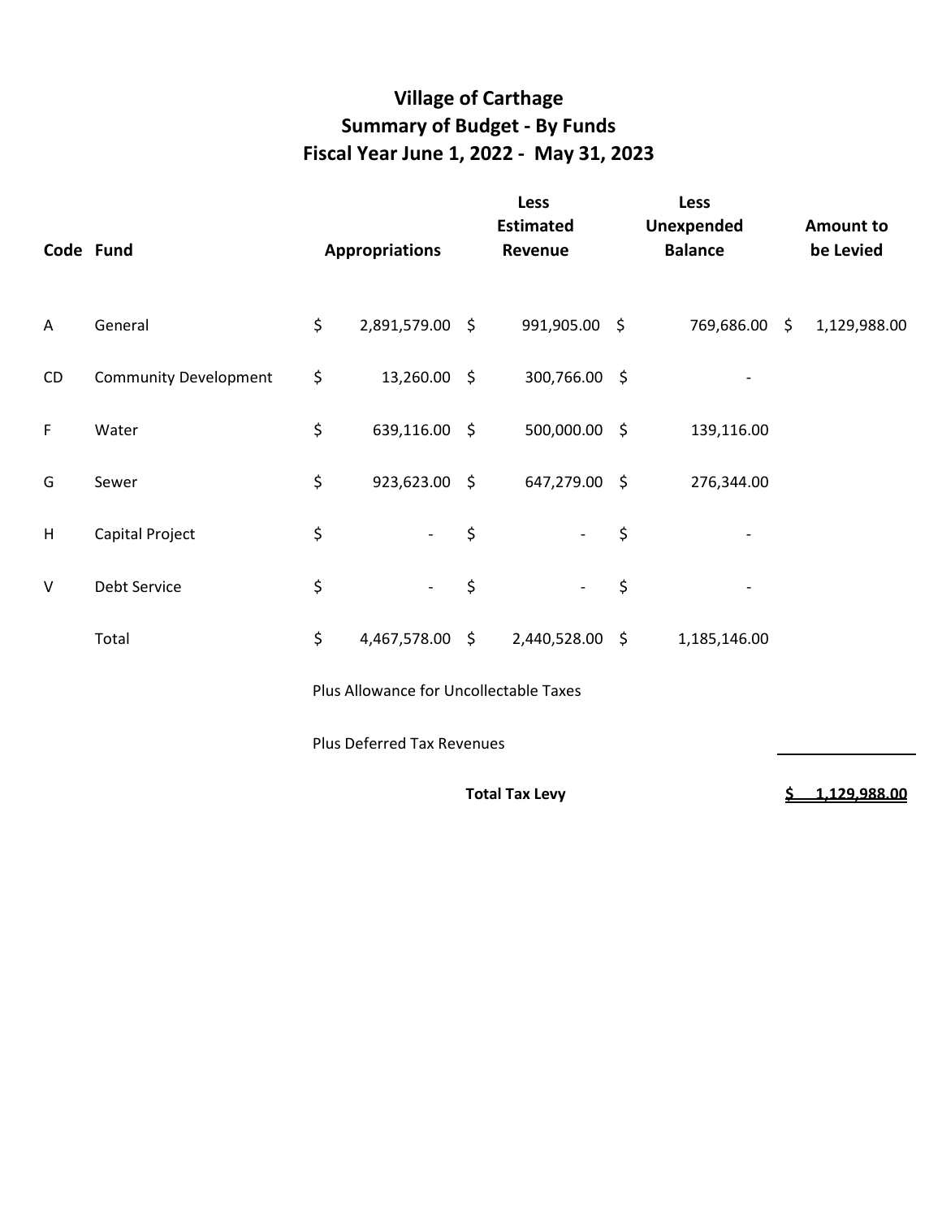# Village of Carthage
## Summary of Budget - By Funds
## Fiscal Year June 1, 2022 - May 31, 2023

| Code | Fund | Appropriations | Less Estimated Revenue | Less Unexpended Balance | Amount to be Levied |
|---|---|---|---|---|---|
| A | General | $ 2,891,579.00 | $ 991,905.00 | $ 769,686.00 | $ 1,129,988.00 |
| CD | Community Development | $ 13,260.00 | $ 300,766.00 | $ - | |
| F | Water | $ 639,116.00 | $ 500,000.00 | $ 139,116.00 | |
| G | Sewer | $ 923,623.00 | $ 647,279.00 | $ 276,344.00 | |
| H | Capital Project | $ - | $ - | $ - | |
| V | Debt Service | $ - | $ - | $ - | |
| | Total | $ 4,467,578.00 | $ 2,440,528.00 | $ 1,185,146.00 | |
| | | Plus Allowance for Uncollectable Taxes | | | |
| | | Plus Deferred Tax Revenues | | | |
| | | | **Total Tax Levy** | | **$ 1,129,988.00** |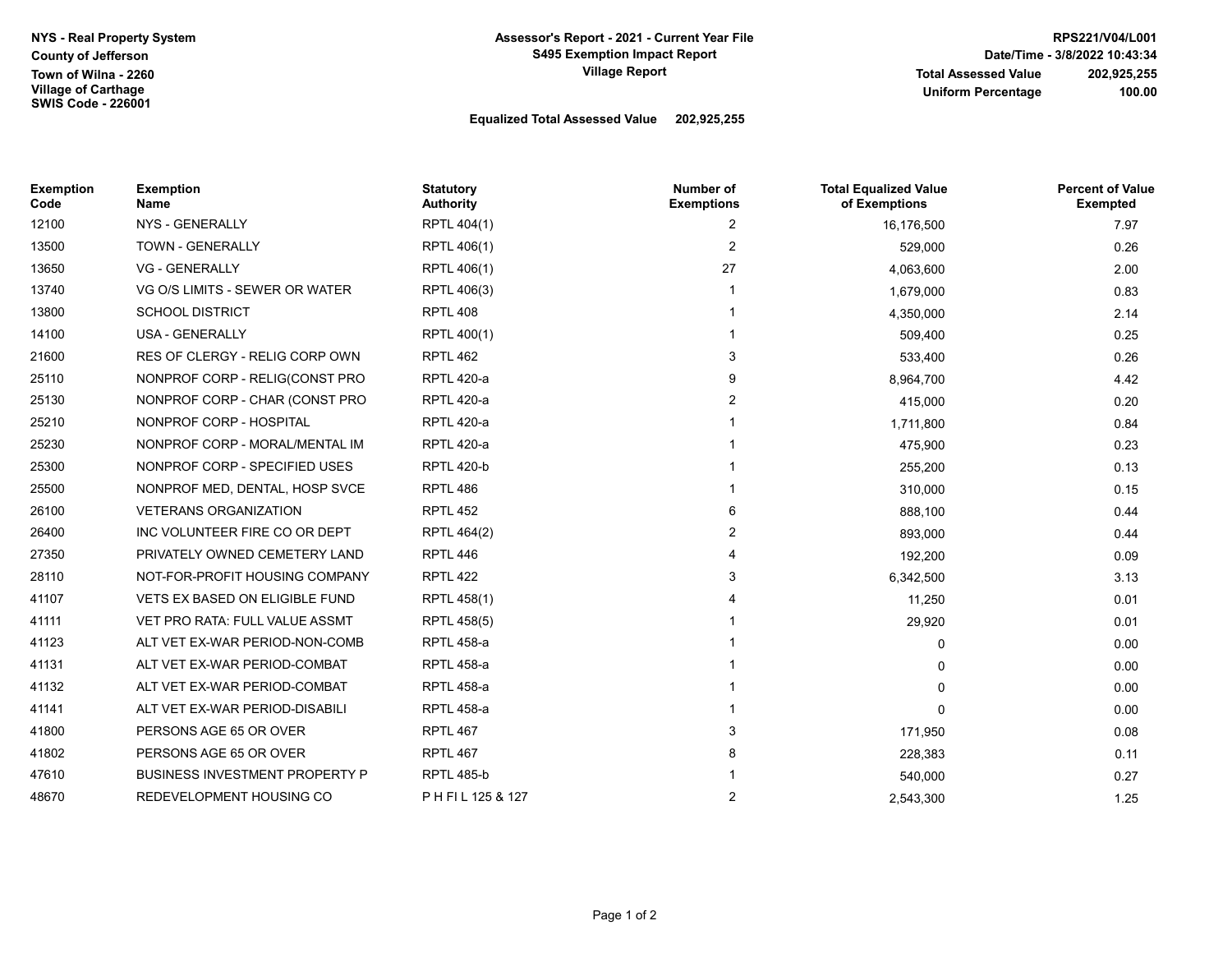NYS - Real Property System
County of Jefferson
Town of Wilna - 2260
Village of Carthage
SWIS Code - 226001

**Assessor's Report - 2021 - Current Year File**
**S495 Exemption Impact Report**
**Village Report**

RPS221/V04/L001
Date/Time - 3/8/2022 10:43:34
Total Assessed Value 202,925,255
Uniform Percentage 100.00

Equalized Total Assessed Value 202,925,255

| Exemption Code | Exemption Name | Statutory Authority | Number of Exemptions | Total Equalized Value of Exemptions | Percent of Value Exempted |
|---|---|---|---|---|---|
| 12100 | NYS - GENERALLY | RPTL 404(1) | 2 | 16,176,500 | 7.97 |
| 13500 | TOWN - GENERALLY | RPTL 406(1) | 2 | 529,000 | 0.26 |
| 13650 | VG - GENERALLY | RPTL 406(1) | 27 | 4,063,600 | 2.00 |
| 13740 | VG O/S LIMITS - SEWER OR WATER | RPTL 406(3) | 1 | 1,679,000 | 0.83 |
| 13800 | SCHOOL DISTRICT | RPTL 408 | 1 | 4,350,000 | 2.14 |
| 14100 | USA - GENERALLY | RPTL 400(1) | 1 | 509,400 | 0.25 |
| 21600 | RES OF CLERGY - RELIG CORP OWN | RPTL 462 | 3 | 533,400 | 0.26 |
| 25110 | NONPROF CORP - RELIG(CONST PRO | RPTL 420-a | 9 | 8,964,700 | 4.42 |
| 25130 | NONPROF CORP - CHAR (CONST PRO | RPTL 420-a | 2 | 415,000 | 0.20 |
| 25210 | NONPROF CORP - HOSPITAL | RPTL 420-a | 1 | 1,711,800 | 0.84 |
| 25230 | NONPROF CORP - MORAL/MENTAL IM | RPTL 420-a | 1 | 475,900 | 0.23 |
| 25300 | NONPROF CORP - SPECIFIED USES | RPTL 420-b | 1 | 255,200 | 0.13 |
| 25500 | NONPROF MED, DENTAL, HOSP SVCE | RPTL 486 | 1 | 310,000 | 0.15 |
| 26100 | VETERANS ORGANIZATION | RPTL 452 | 6 | 888,100 | 0.44 |
| 26400 | INC VOLUNTEER FIRE CO OR DEPT | RPTL 464(2) | 2 | 893,000 | 0.44 |
| 27350 | PRIVATELY OWNED CEMETERY LAND | RPTL 446 | 4 | 192,200 | 0.09 |
| 28110 | NOT-FOR-PROFIT HOUSING COMPANY | RPTL 422 | 3 | 6,342,500 | 3.13 |
| 41107 | VETS EX BASED ON ELIGIBLE FUND | RPTL 458(1) | 4 | 11,250 | 0.01 |
| 41111 | VET PRO RATA: FULL VALUE ASSMT | RPTL 458(5) | 1 | 29,920 | 0.01 |
| 41123 | ALT VET EX-WAR PERIOD-NON-COMB | RPTL 458-a | 1 | 0 | 0.00 |
| 41131 | ALT VET EX-WAR PERIOD-COMBAT | RPTL 458-a | 1 | 0 | 0.00 |
| 41132 | ALT VET EX-WAR PERIOD-COMBAT | RPTL 458-a | 1 | 0 | 0.00 |
| 41141 | ALT VET EX-WAR PERIOD-DISABILI | RPTL 458-a | 1 | 0 | 0.00 |
| 41800 | PERSONS AGE 65 OR OVER | RPTL 467 | 3 | 171,950 | 0.08 |
| 41802 | PERSONS AGE 65 OR OVER | RPTL 467 | 8 | 228,383 | 0.11 |
| 47610 | BUSINESS INVESTMENT PROPERTY P | RPTL 485-b | 1 | 540,000 | 0.27 |
| 48670 | REDEVELOPMENT HOUSING CO | P H FI L 125 & 127 | 2 | 2,543,300 | 1.25 |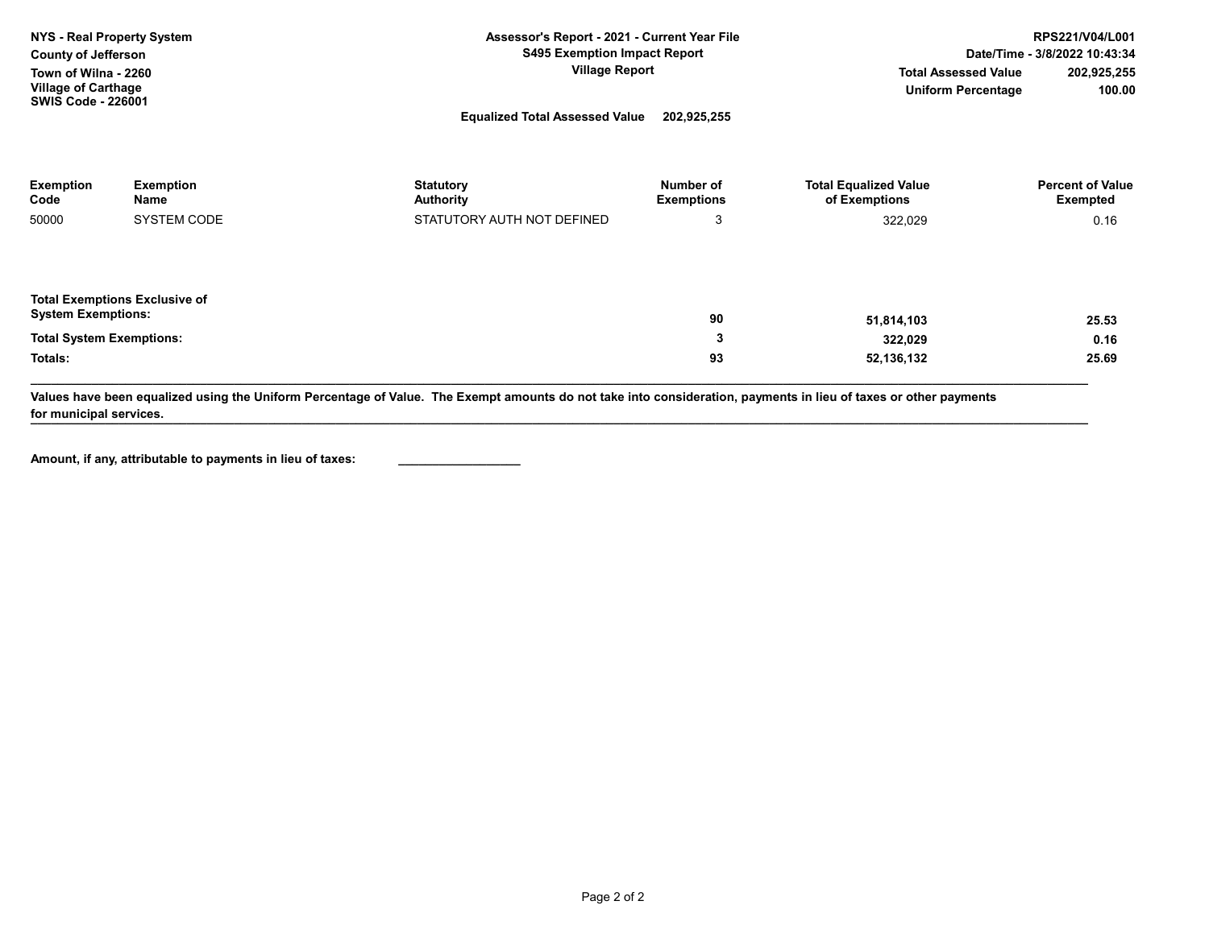NYS - Real Property System
County of Jefferson
Town of Wilna - 2260
Village of Carthage
SWIS Code - 226001

**Assessor's Report - 2021 - Current Year File**
**S495 Exemption Impact Report**
**Village Report**

RPS221/V04/L001
Date/Time - 3/8/2022 10:43:34
Total Assessed Value 202,925,255
Uniform Percentage 100.00

**Equalized Total Assessed Value 202,925,255**

| Exemption Code | Exemption Name | Statutory Authority | Number of Exemptions | Total Equalized Value of Exemptions | Percent of Value Exempted |
|---|---|---|---|---|---|
| 50000 | SYSTEM CODE | STATUTORY AUTH NOT DEFINED | 3 | 322,029 | 0.16 |
| **Total Exemptions Exclusive of System Exemptions:** | | | **90** | **51,814,103** | **25.53** |
| **Total System Exemptions:** | | | **3** | **322,029** | **0.16** |
| **Totals:** | | | **93** | **52,136,132** | **25.69** |

**Values have been equalized using the Uniform Percentage of Value. The Exempt amounts do not take into consideration, payments in lieu of taxes or other payments for municipal services.**

**Amount, if any, attributable to payments in lieu of taxes:** ________________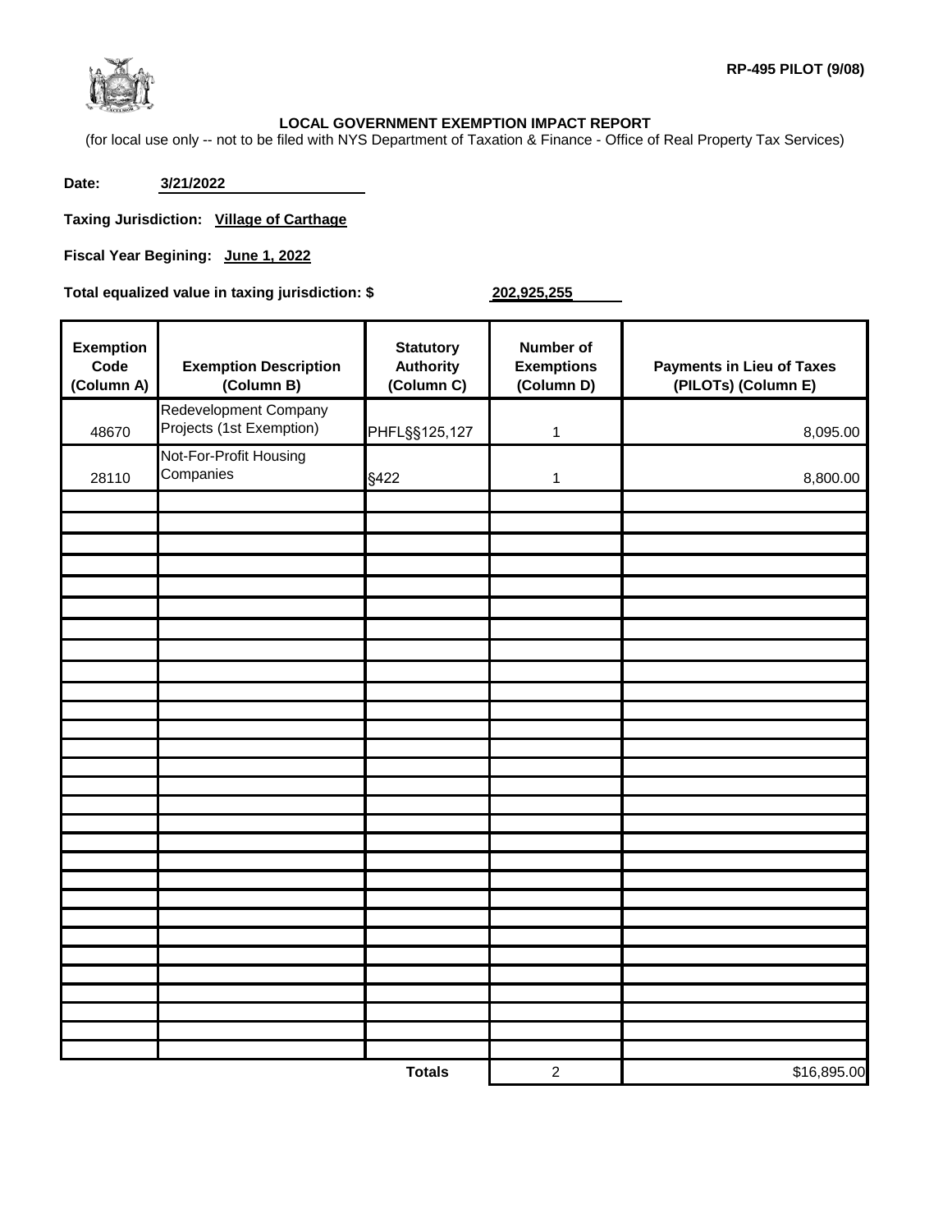RP-495 PILOT (9/08)

**LOCAL GOVERNMENT EXEMPTION IMPACT REPORT**

(for local use only -- not to be filed with NYS Department of Taxation & Finance - Office of Real Property Tax Services)

**Date:** 3/21/2022

**Taxing Jurisdiction:** Village of Carthage

**Fiscal Year Begining:** June 1, 2022

**Total equalized value in taxing jurisdiction: $** 202,925,255

| Exemption Code (Column A) | Exemption Description (Column B) | Statutory Authority (Column C) | Number of Exemptions (Column D) | Payments in Lieu of Taxes (PILOTs) (Column E) |
|---|---|---|---|---|
| 48670 | Redevelopment Company Projects (1st Exemption) | PHFL§§125,127 | 1 | 8,095.00 |
| 28110 | Not-For-Profit Housing Companies | §422 | 1 | 8,800.00 |
| | | **Totals** | 2 | $16,895.00 |